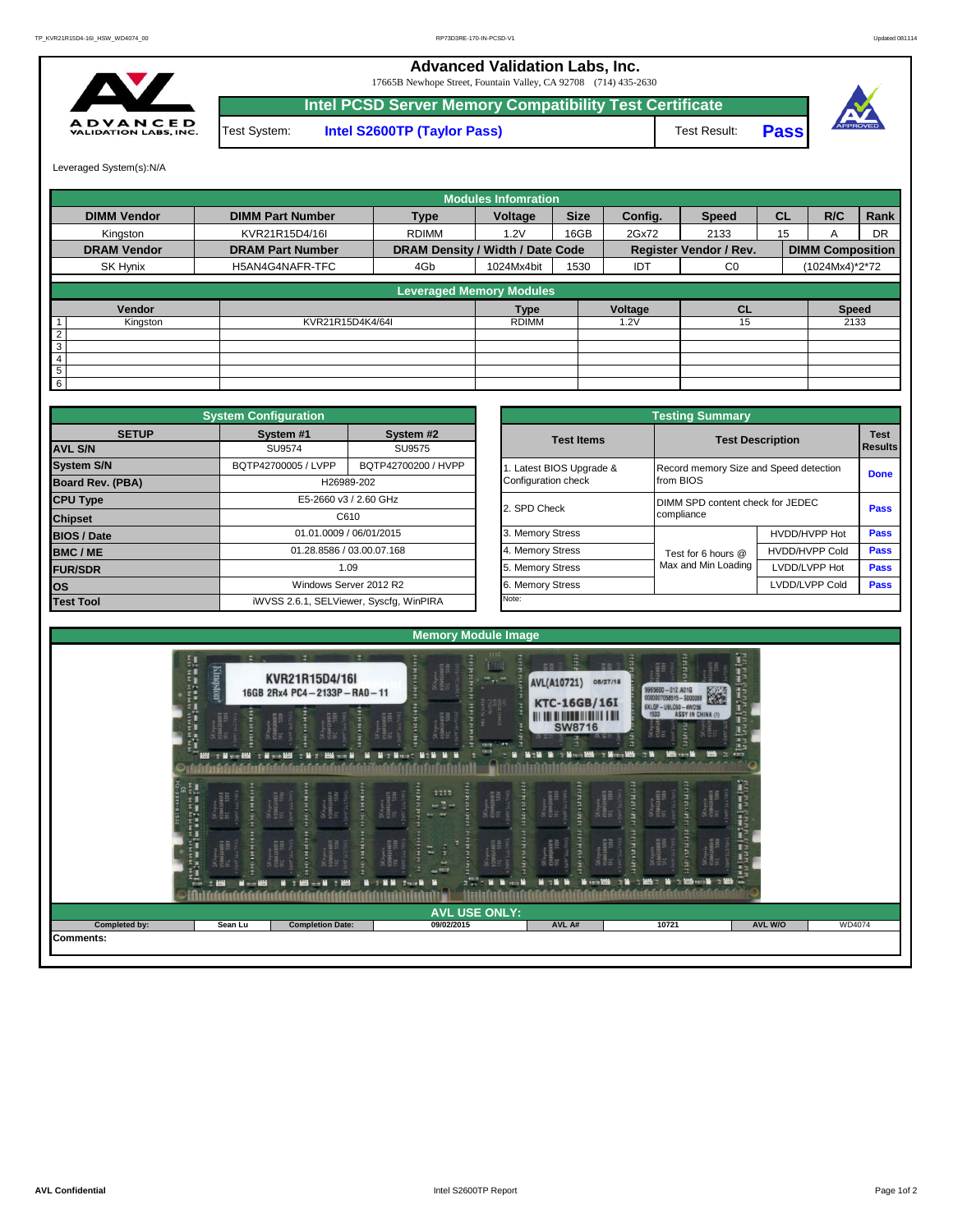# Advanced Validation Labs, Inc.

17665B Newhope Street, Fountain Valley, CA 92708 (714) 435-2630

## Intel PCSD Server Memory Compatibility Test Certificate

| Test System: | Intel S2600TP (Taylor Pass) | Test Result: | Pass |
|---|---|---|---|

Leveraged System(s):N/A

### Modules Infomration

| DIMM Vendor | DIMM Part Number | Type | Voltage | Size | Config. | Speed | CL | R/C | Rank |
|---|---|---|---|---|---|---|---|---|---|
| Kingston | KVR21R15D4/16I | RDIMM | 1.2V | 16GB | 2Gx72 | 2133 | 15 | A | DR |
| **DRAM Vendor** | **DRAM Part Number** | **DRAM Density / Width / Date Code** | | | **Register Vendor / Rev.** | | **DIMM Composition** | | |
| SK Hynix | H5AN4G4NAFR-TFC | 4Gb | 1024Mx4bit | 1530 | IDT | C0 | (1024Mx4)*2*72 | | |

### Leveraged Memory Modules

| | Vendor | | Type | Voltage | CL | Speed |
|---|---|---|---|---|---|---|
| 1 | Kingston | KVR21R15D4K4/64I | RDIMM | 1.2V | 15 | 2133 |
| 2 | | | | | | |
| 3 | | | | | | |
| 4 | | | | | | |
| 5 | | | | | | |
| 6 | | | | | | |

### System Configuration

| SETUP | System #1 | System #2 |
|---|---|---|
| AVL S/N | SU9574 | SU9575 |
| System S/N | BQTP42700005 / LVPP | BQTP42700200 / HVPP |
| Board Rev. (PBA) | H26989-202 | |
| CPU Type | E5-2660 v3 / 2.60 GHz | |
| Chipset | C610 | |
| BIOS / Date | 01.01.0009 / 06/01/2015 | |
| BMC / ME | 01.28.8586 / 03.00.07.168 | |
| FUR/SDR | 1.09 | |
| OS | Windows Server 2012 R2 | |
| Test Tool | iWVSS 2.6.1, SELViewer, Syscfg, WinPIRA | |

### Testing Summary

| Test Items | Test Description | | Test Results |
|---|---|---|---|
| 1. Latest BIOS Upgrade & Configuration check | Record memory Size and Speed detection from BIOS | | Done |
| 2. SPD Check | DIMM SPD content check for JEDEC compliance | | Pass |
| 3. Memory Stress | Test for 6 hours @ Max and Min Loading | HVDD/HVPP Hot | Pass |
| 4. Memory Stress | | HVDD/HVPP Cold | Pass |
| 5. Memory Stress | | LVDD/LVPP Hot | Pass |
| 6. Memory Stress | | LVDD/LVPP Cold | Pass |
| Note: | | | |

### Memory Module Image

### AVL USE ONLY:

| Completed by: | Sean Lu | Completion Date: | 09/02/2015 | AVL A# | 10721 | AVL W/O | WD4074 |
|---|---|---|---|---|---|---|---|

Comments: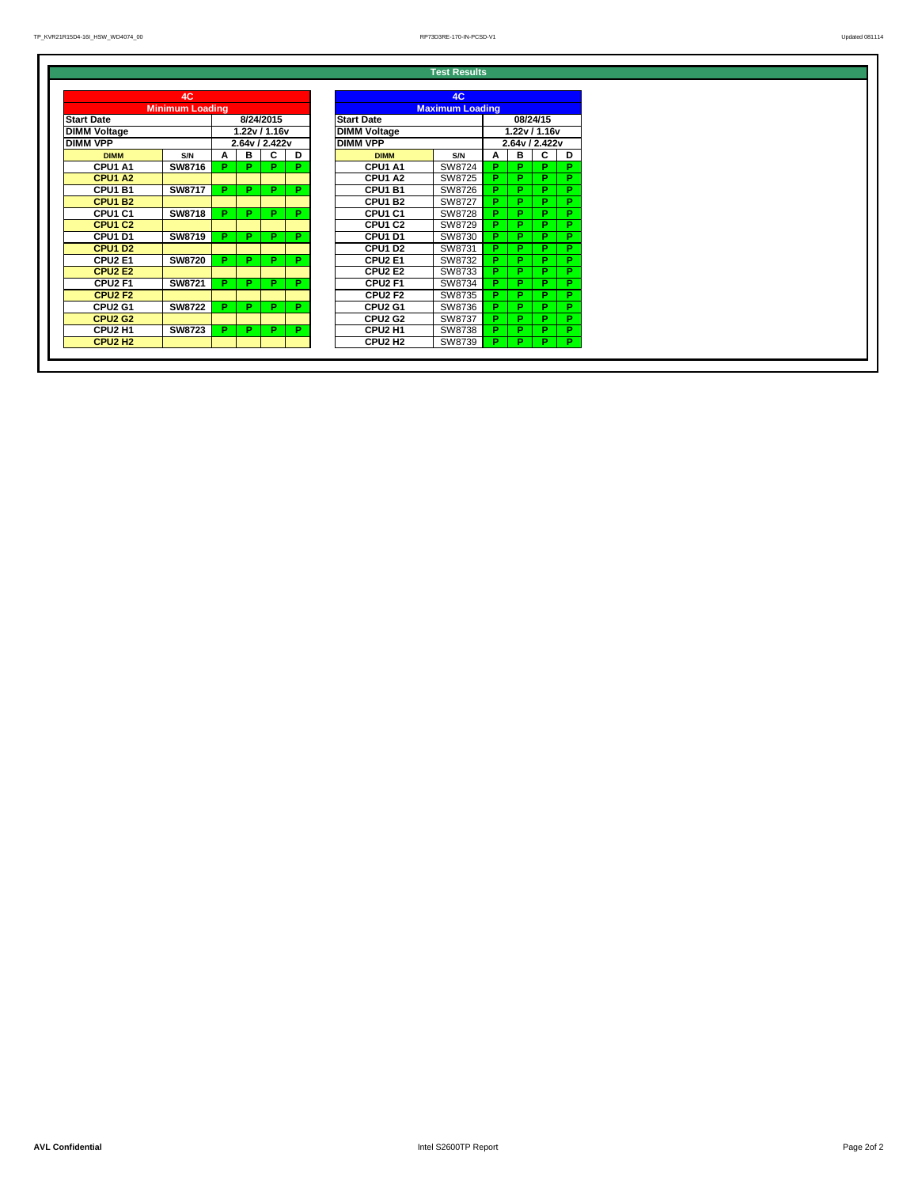## Test Results

| 4C Minimum Loading | | | | | |
|---|---|---|---|---|---|
| **Start Date** | | 8/24/2015 | | | |
| **DIMM Voltage** | | 1.22v / 1.16v | | | |
| **DIMM VPP** | | 2.64v / 2.422v | | | |
| **DIMM** | **S/N** | **A** | **B** | **C** | **D** |
| CPU1 A1 | SW8716 | P | P | P | P |
| CPU1 A2 | | | | | |
| CPU1 B1 | SW8717 | P | P | P | P |
| CPU1 B2 | | | | | |
| CPU1 C1 | SW8718 | P | P | P | P |
| CPU1 C2 | | | | | |
| CPU1 D1 | SW8719 | P | P | P | P |
| CPU1 D2 | | | | | |
| CPU2 E1 | SW8720 | P | P | P | P |
| CPU2 E2 | | | | | |
| CPU2 F1 | SW8721 | P | P | P | P |
| CPU2 F2 | | | | | |
| CPU2 G1 | SW8722 | P | P | P | P |
| CPU2 G2 | | | | | |
| CPU2 H1 | SW8723 | P | P | P | P |
| CPU2 H2 | | | | | |

| 4C Maximum Loading | | | | | |
|---|---|---|---|---|---|
| **Start Date** | | 08/24/15 | | | |
| **DIMM Voltage** | | 1.22v / 1.16v | | | |
| **DIMM VPP** | | 2.64v / 2.422v | | | |
| **DIMM** | **S/N** | **A** | **B** | **C** | **D** |
| CPU1 A1 | SW8724 | P | P | P | P |
| CPU1 A2 | SW8725 | P | P | P | P |
| CPU1 B1 | SW8726 | P | P | P | P |
| CPU1 B2 | SW8727 | P | P | P | P |
| CPU1 C1 | SW8728 | P | P | P | P |
| CPU1 C2 | SW8729 | P | P | P | P |
| CPU1 D1 | SW8730 | P | P | P | P |
| CPU1 D2 | SW8731 | P | P | P | P |
| CPU2 E1 | SW8732 | P | P | P | P |
| CPU2 E2 | SW8733 | P | P | P | P |
| CPU2 F1 | SW8734 | P | P | P | P |
| CPU2 F2 | SW8735 | P | P | P | P |
| CPU2 G1 | SW8736 | P | P | P | P |
| CPU2 G2 | SW8737 | P | P | P | P |
| CPU2 H1 | SW8738 | P | P | P | P |
| CPU2 H2 | SW8739 | P | P | P | P |